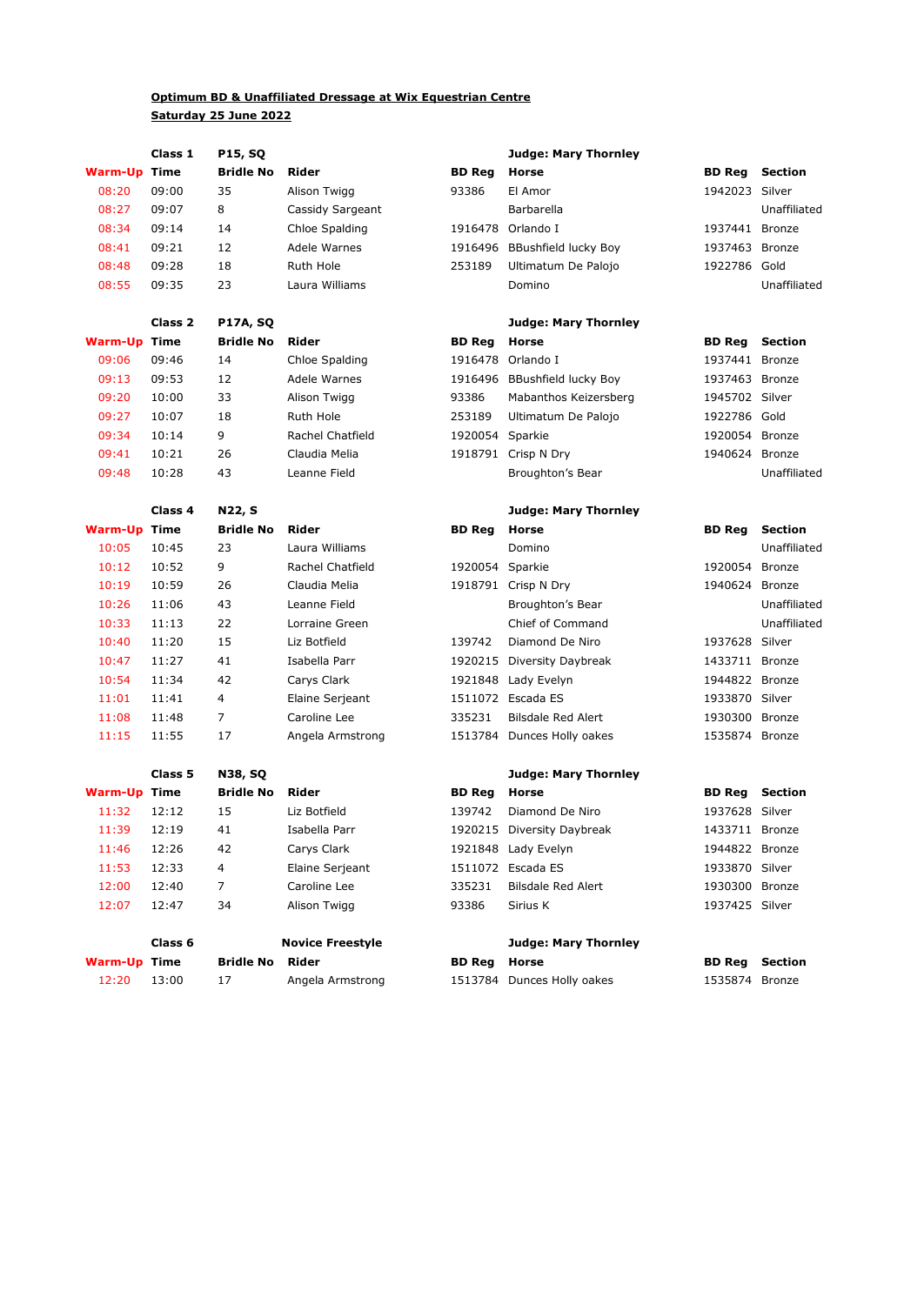**Optimum BD & Unaffiliated Dressage at Wix Equestrian Centre**

**Saturday 25 June 2022**

**Class 1 — P15, SQ — Judge: Mary Thornley**

| Warm-Up | Time | Bridle No | Rider | BD Reg | Horse | BD Reg | Section |
|---|---|---|---|---|---|---|---|
| 08:20 | 09:00 | 35 | Alison Twigg | 93386 | El Amor | 1942023 | Silver |
| 08:27 | 09:07 | 8 | Cassidy Sargeant | | Barbarella | | Unaffiliated |
| 08:34 | 09:14 | 14 | Chloe Spalding | 1916478 | Orlando I | 1937441 | Bronze |
| 08:41 | 09:21 | 12 | Adele Warnes | 1916496 | BBushfield lucky Boy | 1937463 | Bronze |
| 08:48 | 09:28 | 18 | Ruth Hole | 253189 | Ultimatum De Palojo | 1922786 | Gold |
| 08:55 | 09:35 | 23 | Laura Williams | | Domino | | Unaffiliated |

**Class 2 — P17A, SQ — Judge: Mary Thornley**

| Warm-Up | Time | Bridle No | Rider | BD Reg | Horse | BD Reg | Section |
|---|---|---|---|---|---|---|---|
| 09:06 | 09:46 | 14 | Chloe Spalding | 1916478 | Orlando I | 1937441 | Bronze |
| 09:13 | 09:53 | 12 | Adele Warnes | 1916496 | BBushfield lucky Boy | 1937463 | Bronze |
| 09:20 | 10:00 | 33 | Alison Twigg | 93386 | Mabanthos Keizersberg | 1945702 | Silver |
| 09:27 | 10:07 | 18 | Ruth Hole | 253189 | Ultimatum De Palojo | 1922786 | Gold |
| 09:34 | 10:14 | 9 | Rachel Chatfield | 1920054 | Sparkie | 1920054 | Bronze |
| 09:41 | 10:21 | 26 | Claudia Melia | 1918791 | Crisp N Dry | 1940624 | Bronze |
| 09:48 | 10:28 | 43 | Leanne Field | | Broughton's Bear | | Unaffiliated |

**Class 4 — N22, S — Judge: Mary Thornley**

| Warm-Up | Time | Bridle No | Rider | BD Reg | Horse | BD Reg | Section |
|---|---|---|---|---|---|---|---|
| 10:05 | 10:45 | 23 | Laura Williams | | Domino | | Unaffiliated |
| 10:12 | 10:52 | 9 | Rachel Chatfield | 1920054 | Sparkie | 1920054 | Bronze |
| 10:19 | 10:59 | 26 | Claudia Melia | 1918791 | Crisp N Dry | 1940624 | Bronze |
| 10:26 | 11:06 | 43 | Leanne Field | | Broughton's Bear | | Unaffiliated |
| 10:33 | 11:13 | 22 | Lorraine Green | | Chief of Command | | Unaffiliated |
| 10:40 | 11:20 | 15 | Liz Botfield | 139742 | Diamond De Niro | 1937628 | Silver |
| 10:47 | 11:27 | 41 | Isabella Parr | 1920215 | Diversity Daybreak | 1433711 | Bronze |
| 10:54 | 11:34 | 42 | Carys Clark | 1921848 | Lady Evelyn | 1944822 | Bronze |
| 11:01 | 11:41 | 4 | Elaine Serjeant | 1511072 | Escada ES | 1933870 | Silver |
| 11:08 | 11:48 | 7 | Caroline Lee | 335231 | Bilsdale Red Alert | 1930300 | Bronze |
| 11:15 | 11:55 | 17 | Angela Armstrong | 1513784 | Dunces Holly oakes | 1535874 | Bronze |

**Class 5 — N38, SQ — Judge: Mary Thornley**

| Warm-Up | Time | Bridle No | Rider | BD Reg | Horse | BD Reg | Section |
|---|---|---|---|---|---|---|---|
| 11:32 | 12:12 | 15 | Liz Botfield | 139742 | Diamond De Niro | 1937628 | Silver |
| 11:39 | 12:19 | 41 | Isabella Parr | 1920215 | Diversity Daybreak | 1433711 | Bronze |
| 11:46 | 12:26 | 42 | Carys Clark | 1921848 | Lady Evelyn | 1944822 | Bronze |
| 11:53 | 12:33 | 4 | Elaine Serjeant | 1511072 | Escada ES | 1933870 | Silver |
| 12:00 | 12:40 | 7 | Caroline Lee | 335231 | Bilsdale Red Alert | 1930300 | Bronze |
| 12:07 | 12:47 | 34 | Alison Twigg | 93386 | Sirius K | 1937425 | Silver |

**Class 6 — Novice Freestyle — Judge: Mary Thornley**

| Warm-Up | Time | Bridle No | Rider | BD Reg | Horse | BD Reg | Section |
|---|---|---|---|---|---|---|---|
| 12:20 | 13:00 | 17 | Angela Armstrong | 1513784 | Dunces Holly oakes | 1535874 | Bronze |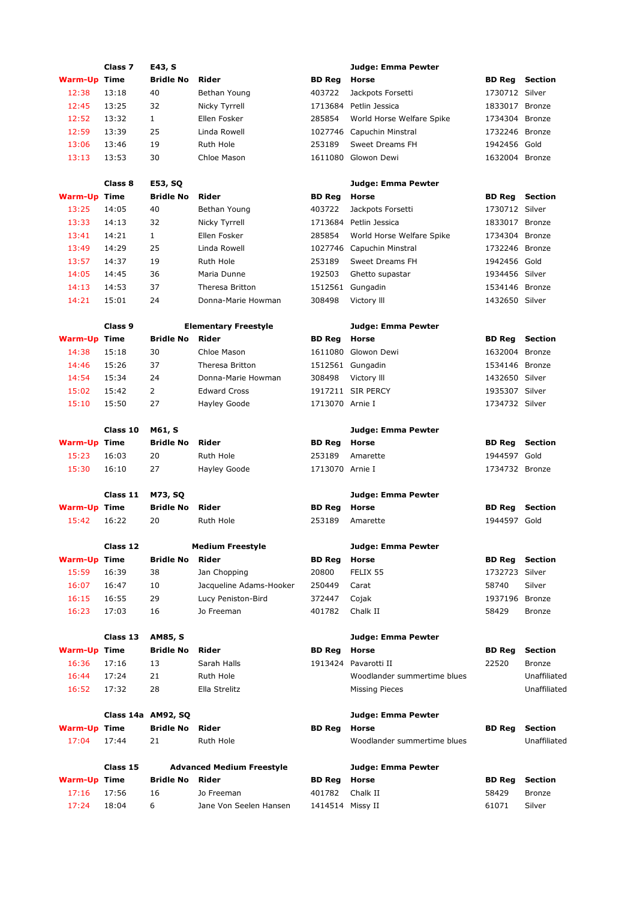| | Class 7 | E43, S | | | Judge: Emma Pewter | | |
|---|---|---|---|---|---|---|---|
| **Warm-Up** | **Time** | **Bridle No** | **Rider** | **BD Reg** | **Horse** | **BD Reg** | **Section** |
| 12:38 | 13:18 | 40 | Bethan Young | 403722 | Jackpots Forsetti | 1730712 | Silver |
| 12:45 | 13:25 | 32 | Nicky Tyrrell | 1713684 | Petlin Jessica | 1833017 | Bronze |
| 12:52 | 13:32 | 1 | Ellen Fosker | 285854 | World Horse Welfare Spike | 1734304 | Bronze |
| 12:59 | 13:39 | 25 | Linda Rowell | 1027746 | Capuchin Minstral | 1732246 | Bronze |
| 13:06 | 13:46 | 19 | Ruth Hole | 253189 | Sweet Dreams FH | 1942456 | Gold |
| 13:13 | 13:53 | 30 | Chloe Mason | 1611080 | Glowon Dewi | 1632004 | Bronze |

| | Class 8 | E53, SQ | | | Judge: Emma Pewter | | |
|---|---|---|---|---|---|---|---|
| **Warm-Up** | **Time** | **Bridle No** | **Rider** | **BD Reg** | **Horse** | **BD Reg** | **Section** |
| 13:25 | 14:05 | 40 | Bethan Young | 403722 | Jackpots Forsetti | 1730712 | Silver |
| 13:33 | 14:13 | 32 | Nicky Tyrrell | 1713684 | Petlin Jessica | 1833017 | Bronze |
| 13:41 | 14:21 | 1 | Ellen Fosker | 285854 | World Horse Welfare Spike | 1734304 | Bronze |
| 13:49 | 14:29 | 25 | Linda Rowell | 1027746 | Capuchin Minstral | 1732246 | Bronze |
| 13:57 | 14:37 | 19 | Ruth Hole | 253189 | Sweet Dreams FH | 1942456 | Gold |
| 14:05 | 14:45 | 36 | Maria Dunne | 192503 | Ghetto supastar | 1934456 | Silver |
| 14:13 | 14:53 | 37 | Theresa Britton | 1512561 | Gungadin | 1534146 | Bronze |
| 14:21 | 15:01 | 24 | Donna-Marie Howman | 308498 | Victory lll | 1432650 | Silver |

| | Class 9 | Elementary Freestyle | | | Judge: Emma Pewter | | |
|---|---|---|---|---|---|---|---|
| **Warm-Up** | **Time** | **Bridle No** | **Rider** | **BD Reg** | **Horse** | **BD Reg** | **Section** |
| 14:38 | 15:18 | 30 | Chloe Mason | 1611080 | Glowon Dewi | 1632004 | Bronze |
| 14:46 | 15:26 | 37 | Theresa Britton | 1512561 | Gungadin | 1534146 | Bronze |
| 14:54 | 15:34 | 24 | Donna-Marie Howman | 308498 | Victory lll | 1432650 | Silver |
| 15:02 | 15:42 | 2 | Edward Cross | 1917211 | SIR PERCY | 1935307 | Silver |
| 15:10 | 15:50 | 27 | Hayley Goode | 1713070 | Arnie I | 1734732 | Silver |

| | Class 10 | M61, S | | | Judge: Emma Pewter | | |
|---|---|---|---|---|---|---|---|
| **Warm-Up** | **Time** | **Bridle No** | **Rider** | **BD Reg** | **Horse** | **BD Reg** | **Section** |
| 15:23 | 16:03 | 20 | Ruth Hole | 253189 | Amarette | 1944597 | Gold |
| 15:30 | 16:10 | 27 | Hayley Goode | 1713070 | Arnie I | 1734732 | Bronze |

| | Class 11 | M73, SQ | | | Judge: Emma Pewter | | |
|---|---|---|---|---|---|---|---|
| **Warm-Up** | **Time** | **Bridle No** | **Rider** | **BD Reg** | **Horse** | **BD Reg** | **Section** |
| 15:42 | 16:22 | 20 | Ruth Hole | 253189 | Amarette | 1944597 | Gold |

| | Class 12 | Medium Freestyle | | | Judge: Emma Pewter | | |
|---|---|---|---|---|---|---|---|
| **Warm-Up** | **Time** | **Bridle No** | **Rider** | **BD Reg** | **Horse** | **BD Reg** | **Section** |
| 15:59 | 16:39 | 38 | Jan Chopping | 20800 | FELIX 55 | 1732723 | Silver |
| 16:07 | 16:47 | 10 | Jacqueline Adams-Hooker | 250449 | Carat | 58740 | Silver |
| 16:15 | 16:55 | 29 | Lucy Peniston-Bird | 372447 | Cojak | 1937196 | Bronze |
| 16:23 | 17:03 | 16 | Jo Freeman | 401782 | Chalk II | 58429 | Bronze |

| | Class 13 | AM85, S | | | Judge: Emma Pewter | | |
|---|---|---|---|---|---|---|---|
| **Warm-Up** | **Time** | **Bridle No** | **Rider** | **BD Reg** | **Horse** | **BD Reg** | **Section** |
| 16:36 | 17:16 | 13 | Sarah Halls | 1913424 | Pavarotti II | 22520 | Bronze |
| 16:44 | 17:24 | 21 | Ruth Hole | | Woodlander summertime blues | | Unaffiliated |
| 16:52 | 17:32 | 28 | Ella Strelitz | | Missing Pieces | | Unaffiliated |

| | Class 14a | AM92, SQ | | | Judge: Emma Pewter | | |
|---|---|---|---|---|---|---|---|
| **Warm-Up** | **Time** | **Bridle No** | **Rider** | **BD Reg** | **Horse** | **BD Reg** | **Section** |
| 17:04 | 17:44 | 21 | Ruth Hole | | Woodlander summertime blues | | Unaffiliated |

| | Class 15 | Advanced Medium Freestyle | | | Judge: Emma Pewter | | |
|---|---|---|---|---|---|---|---|
| **Warm-Up** | **Time** | **Bridle No** | **Rider** | **BD Reg** | **Horse** | **BD Reg** | **Section** |
| 17:16 | 17:56 | 16 | Jo Freeman | 401782 | Chalk II | 58429 | Bronze |
| 17:24 | 18:04 | 6 | Jane Von Seelen Hansen | 1414514 | Missy II | 61071 | Silver |